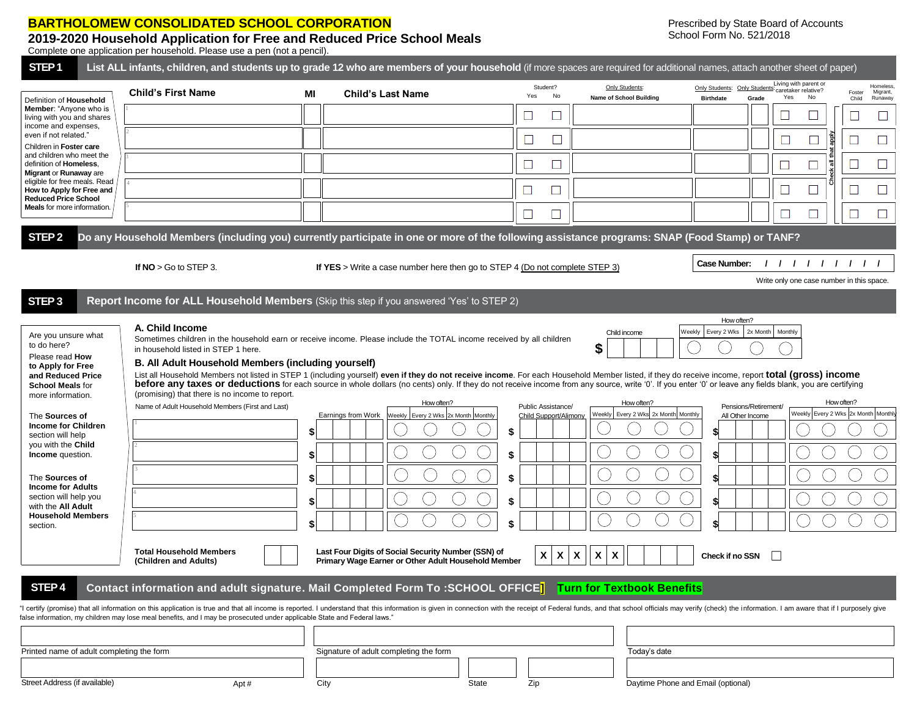# BARTHOLOMEW CONSOLIDATED SCHOOL CORPORATION

## 2019-2020 Household Application for Free and Reduced Price School Meals

Prescribed by State Board of Accounts
School Form No. 521/2018

Complete one application per household. Please use a pen (not a pencil).

## STEP 1 List ALL infants, children, and students up to grade 12 who are members of your household (if more spaces are required for additional names, attach another sheet of paper)

Definition of **Household Member**: "Anyone who is living with you and shares income and expenses, even if not related."

Children in **Foster care** and children who meet the definition of **Homeless, Migrant** or **Runaway** are eligible for free meals. Read **How to Apply for Free and Reduced Price School Meals** for more information.

| | Child's First Name | MI | Child's Last Name | Student? Yes | Student? No | Only Students: Name of School Building | Only Students: Birthdate | Only Students: Grade | Living with parent or caretaker relative? Yes | Living with parent or caretaker relative? No | Foster Child | Homeless, Migrant, Runaway |
|---|---|---|---|---|---|---|---|---|---|---|---|---|
| 1 | | | | ☐ | ☐ | | | | ☐ | ☐ | ☐ | ☐ |
| 2 | | | | ☐ | ☐ | | | | ☐ | ☐ | ☐ | ☐ |
| 3 | | | | ☐ | ☐ | | | | ☐ | ☐ | ☐ | ☐ |
| 4 | | | | ☐ | ☐ | | | | ☐ | ☐ | ☐ | ☐ |
| 5 | | | | ☐ | ☐ | | | | ☐ | ☐ | ☐ | ☐ |

Check all that apply

## STEP 2 Do any Household Members (including you) currently participate in one or more of the following assistance programs: SNAP (Food Stamp) or TANF?

**If NO** > Go to STEP 3.

**If YES** > Write a case number here then go to STEP 4 (Do not complete STEP 3)

**Case Number:** / / / / / / / / /

Write only one case number in this space.

## STEP 3 Report Income for ALL Household Members (Skip this step if you answered 'Yes' to STEP 2)

Are you unsure what to do here?

Please read **How to Apply for Free and Reduced Price School Meals** for more information.

The **Sources of Income for Children** section will help you with the **Child Income** question.

The **Sources of Income for Adults** section will help you with the **All Adult Household Members** section.

### A. Child Income

Sometimes children in the household earn or receive income. Please include the TOTAL income received by all children in household listed in STEP 1 here.

Child income $ ______

How often? ◯ Weekly ◯ Every 2 Wks ◯ 2x Month ◯ Monthly

### B. All Adult Household Members (including yourself)

List all Household Members not listed in STEP 1 (including yourself) **even if they do not receive income**. For each Household Member listed, if they do receive income, report **total (gross) income before any taxes or deductions** for each source in whole dollars (no cents) only. If they do not receive income from any source, write '0'. If you enter '0' or leave any fields blank, you are certifying (promising) that there is no income to report.

| | Name of Adult Household Members (First and Last) | Earnings from Work | How often? Weekly | Every 2 Wks | 2x Month | Monthly | Public Assistance/ Child Support/Alimony | How often? Weekly | Every 2 Wks | 2x Month | Monthly | Pensions/Retirement/ All Other Income | How often? Weekly | Every 2 Wks | 2x Month | Monthly |
|---|---|---|---|---|---|---|---|---|---|---|---|---|---|---|---|---|
| 1 | | $ | ◯ | ◯ | ◯ | ◯ | $ | ◯ | ◯ | ◯ | ◯ | $ | ◯ | ◯ | ◯ | ◯ |
| 2 | | $ | ◯ | ◯ | ◯ | ◯ | $ | ◯ | ◯ | ◯ | ◯ | $ | ◯ | ◯ | ◯ | ◯ |
| 3 | | $ | ◯ | ◯ | ◯ | ◯ | $ | ◯ | ◯ | ◯ | ◯ | $ | ◯ | ◯ | ◯ | ◯ |
| 4 | | $ | ◯ | ◯ | ◯ | ◯ | $ | ◯ | ◯ | ◯ | ◯ | $ | ◯ | ◯ | ◯ | ◯ |
| 5 | | $ | ◯ | ◯ | ◯ | ◯ | $ | ◯ | ◯ | ◯ | ◯ | $ | ◯ | ◯ | ◯ | ◯ |

**Total Household Members (Children and Adults)** ______

**Last Four Digits of Social Security Number (SSN) of Primary Wage Earner or Other Adult Household Member** X X X X X _ _ _ _

**Check if no SSN** ☐

## STEP 4 Contact information and adult signature. Mail Completed Form To :SCHOOL OFFICE] Turn for Textbook Benefits

"I certify (promise) that all information on this application is true and that all income is reported. I understand that this information is given in connection with the receipt of Federal funds, and that school officials may verify (check) the information. I am aware that if I purposely give false information, my children may lose meal benefits, and I may be prosecuted under applicable State and Federal laws."

| | | |
|---|---|---|
| Printed name of adult completing the form | Signature of adult completing the form | Today's date |

| | | | | | |
|---|---|---|---|---|---|
| Street Address (if available) | Apt # | City | State | Zip | Daytime Phone and Email (optional) |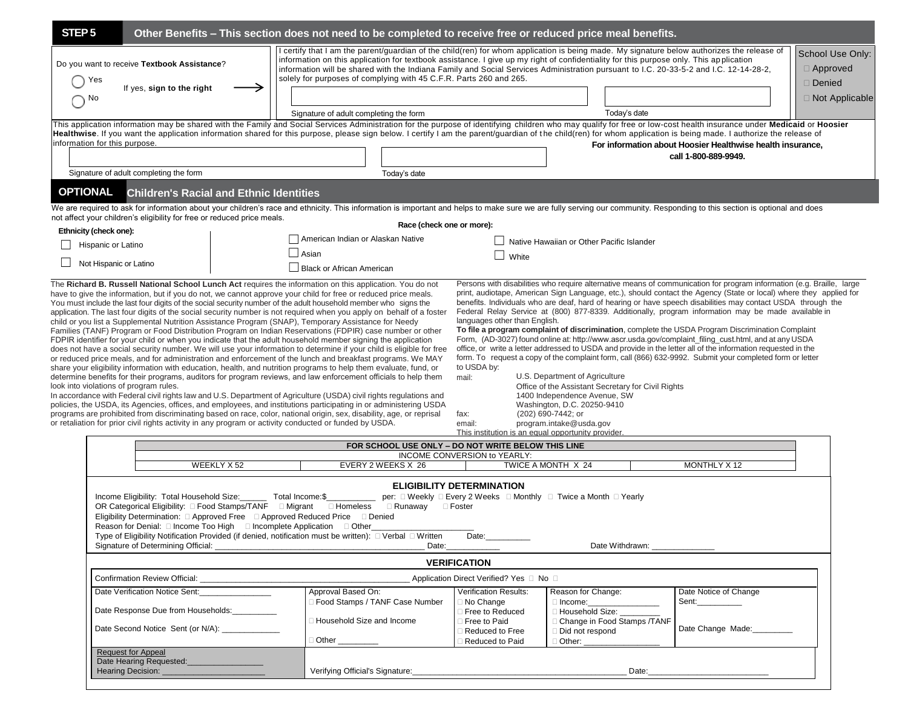## STEP 5 Other Benefits – This section does not need to be completed to receive free or reduced price meal benefits.

Do you want to receive **Textbook Assistance**?

◯ Yes If yes, **sign to the right** →

◯ No

I certify that I am the parent/guardian of the child(ren) for whom application is being made. My signature below authorizes the release of information on this application for textbook assistance. I give up my right of confidentiality for this purpose only. This application information will be shared with the Indiana Family and Social Services Administration pursuant to I.C. 20-33-5-2 and I.C. 12-14-28-2, solely for purposes of complying with 45 C.F.R. Parts 260 and 265.

Signature of adult completing the form ____________ Today's date ____________

School Use Only:
- ☐ Approved
- ☐ Denied
- ☐ Not Applicable

This application information may be shared with the Family and Social Services Administration for the purpose of identifying children who may qualify for free or low-cost health insurance under **Medicaid** or **Hoosier Healthwise**. If you want the application information shared for this purpose, please sign below. I certify I am the parent/guardian of the child(ren) for whom application is being made. I authorize the release of information for this purpose.

**For information about Hoosier Healthwise health insurance, call 1-800-889-9949.**

Signature of adult completing the form ____________ Today's date ____________

## OPTIONAL Children's Racial and Ethnic Identities

We are required to ask for information about your children's race and ethnicity. This information is important and helps to make sure we are fully serving our community. Responding to this section is optional and does not affect your children's eligibility for free or reduced price meals.

**Ethnicity (check one):**
- ☐ Hispanic or Latino
- ☐ Not Hispanic or Latino

**Race (check one or more):**
- ☐ American Indian or Alaskan Native
- ☐ Asian
- ☐ Black or African American
- ☐ Native Hawaiian or Other Pacific Islander
- ☐ White

The **Richard B. Russell National School Lunch Act** requires the information on this application. You do not have to give the information, but if you do not, we cannot approve your child for free or reduced price meals. You must include the last four digits of the social security number of the adult household member who signs the application. The last four digits of the social security number is not required when you apply on behalf of a foster child or you list a Supplemental Nutrition Assistance Program (SNAP), Temporary Assistance for Needy Families (TANF) Program or Food Distribution Program on Indian Reservations (FDPIR) case number or other FDPIR identifier for your child or when you indicate that the adult household member signing the application does not have a social security number. We will use your information to determine if your child is eligible for free or reduced price meals, and for administration and enforcement of the lunch and breakfast programs. We MAY share your eligibility information with education, health, and nutrition programs to help them evaluate, fund, or determine benefits for their programs, auditors for program reviews, and law enforcement officials to help them look into violations of program rules.

In accordance with Federal civil rights law and U.S. Department of Agriculture (USDA) civil rights regulations and policies, the USDA, its Agencies, offices, and employees, and institutions participating in or administering USDA programs are prohibited from discriminating based on race, color, national origin, sex, disability, age, or reprisal or retaliation for prior civil rights activity in any program or activity conducted or funded by USDA.

Persons with disabilities who require alternative means of communication for program information (e.g. Braille, large print, audiotape, American Sign Language, etc.), should contact the Agency (State or local) where they applied for benefits. Individuals who are deaf, hard of hearing or have speech disabilities may contact USDA through the Federal Relay Service at (800) 877-8339. Additionally, program information may be made available in languages other than English.

**To file a program complaint of discrimination**, complete the USDA Program Discrimination Complaint Form, (AD-3027) found online at: http://www.ascr.usda.gov/complaint_filing_cust.html, and at any USDA office, or write a letter addressed to USDA and provide in the letter all of the information requested in the form. To request a copy of the complaint form, call (866) 632-9992. Submit your completed form or letter to USDA by:

mail: U.S. Department of Agriculture
Office of the Assistant Secretary for Civil Rights
1400 Independence Avenue, SW
Washington, D.C. 20250-9410

fax: (202) 690-7442; or

email: program.intake@usda.gov

This institution is an equal opportunity provider.

| FOR SCHOOL USE ONLY – DO NOT WRITE BELOW THIS LINE | | | |
|---|---|---|---|
| INCOME CONVERSION to YEARLY: | | | |
| WEEKLY X 52 | EVERY 2 WEEKS X 26 | TWICE A MONTH X 24 | MONTHLY X 12 |

### ELIGIBILITY DETERMINATION

Income Eligibility: Total Household Size:______ Total Income:$__________ per: ☐ Weekly ☐ Every 2 Weeks ☐ Monthly ☐ Twice a Month ☐ Yearly

OR Categorical Eligibility: ☐ Food Stamps/TANF ☐ Migrant ☐ Homeless ☐ Runaway ☐ Foster

Eligibility Determination: ☐ Approved Free ☐ Approved Reduced Price ☐ Denied

Reason for Denial: ☐ Income Too High ☐ Incomplete Application ☐ Other______________________

Type of Eligibility Notification Provided (if denied, notification must be written): ☐ Verbal ☐ Written Date:__________

Signature of Determining Official: ______________________________________________ Date:___________ Date Withdrawn: _____________

### VERIFICATION

Confirmation Review Official: ______________________________________________ Application Direct Verified? Yes ☐ No ☐

| | | | | |
|---|---|---|---|---|
| Date Verification Notice Sent:________________<br>Date Response Due from Households:__________<br>Date Second Notice Sent (or N/A): ____________ | Approval Based On:<br>☐ Food Stamps / TANF Case Number<br>☐ Household Size and Income<br>☐ Other _________ | Verification Results:<br>☐ No Change<br>☐ Free to Reduced<br>☐ Free to Paid<br>☐ Reduced to Free<br>☐ Reduced to Paid | Reason for Change:<br>☐ Income:_______________<br>☐ Household Size: _________<br>☐ Change in Food Stamps /TANF<br>☐ Did not respond<br>☐ Other: ________________ | Date Notice of Change Sent:__________<br>Date Change Made:_________ |

Request for Appeal
Date Hearing Requested:________________
Hearing Decision: ______________________

Verifying Official's Signature:______________________________________________ Date:__________________________